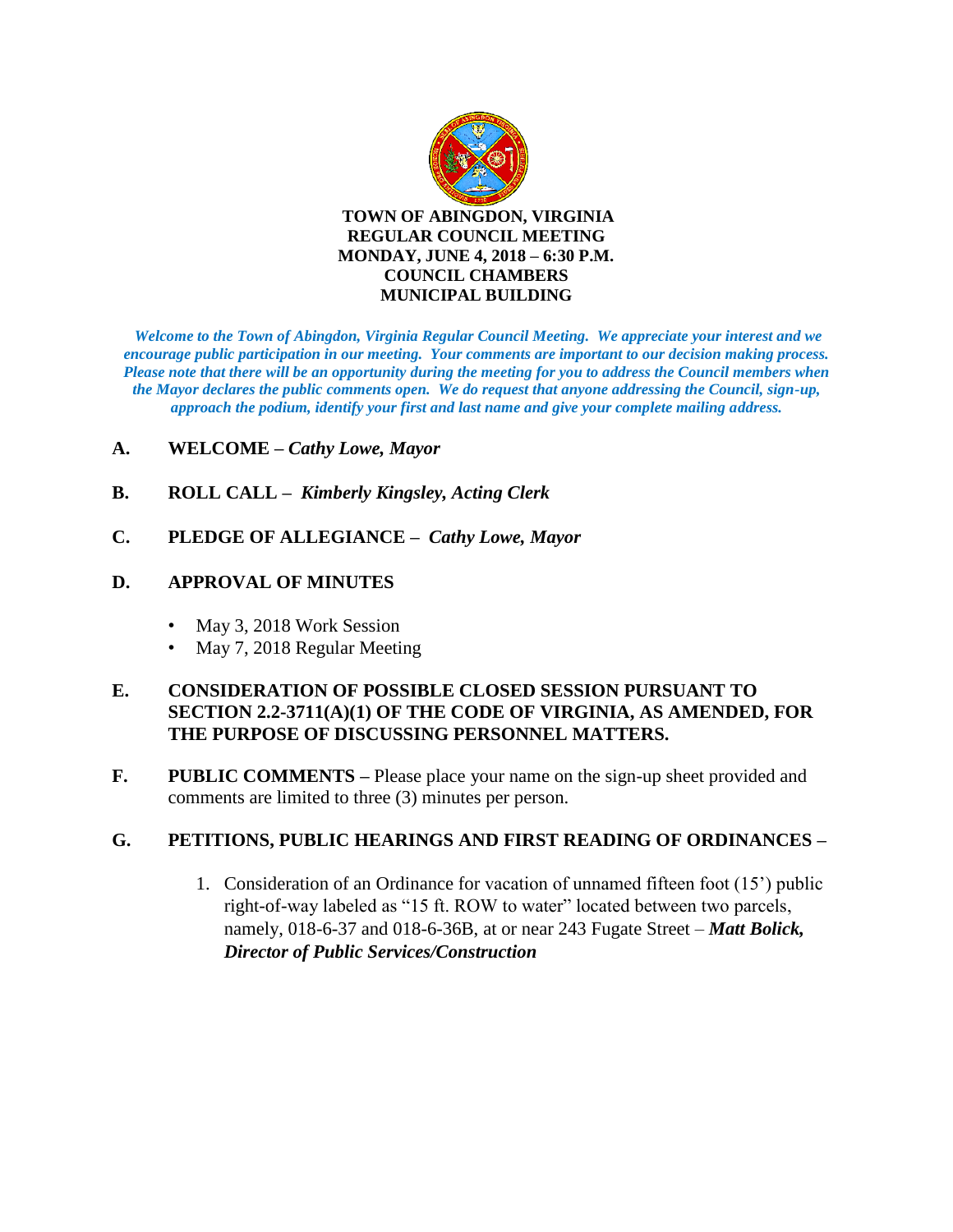**TOWN OF ABINGDON, VIRGINIA**
**REGULAR COUNCIL MEETING**
**MONDAY, JUNE 4, 2018 – 6:30 P.M.**
**COUNCIL CHAMBERS**
**MUNICIPAL BUILDING**

***Welcome to the Town of Abingdon, Virginia Regular Council Meeting. We appreciate your interest and we encourage public participation in our meeting. Your comments are important to our decision making process. Please note that there will be an opportunity during the meeting for you to address the Council members when the Mayor declares the public comments open. We do request that anyone addressing the Council, sign-up, approach the podium, identify your first and last name and give your complete mailing address.***

**A. WELCOME –** ***Cathy Lowe, Mayor***

**B. ROLL CALL –** ***Kimberly Kingsley, Acting Clerk***

**C. PLEDGE OF ALLEGIANCE –** ***Cathy Lowe, Mayor***

**D. APPROVAL OF MINUTES**

- May 3, 2018 Work Session
- May 7, 2018 Regular Meeting

**E. CONSIDERATION OF POSSIBLE CLOSED SESSION PURSUANT TO SECTION 2.2-3711(A)(1) OF THE CODE OF VIRGINIA, AS AMENDED, FOR THE PURPOSE OF DISCUSSING PERSONNEL MATTERS.**

**F. PUBLIC COMMENTS –** Please place your name on the sign-up sheet provided and comments are limited to three (3) minutes per person.

**G. PETITIONS, PUBLIC HEARINGS AND FIRST READING OF ORDINANCES –**

1. Consideration of an Ordinance for vacation of unnamed fifteen foot (15') public right-of-way labeled as "15 ft. ROW to water" located between two parcels, namely, 018-6-37 and 018-6-36B, at or near 243 Fugate Street – ***Matt Bolick, Director of Public Services/Construction***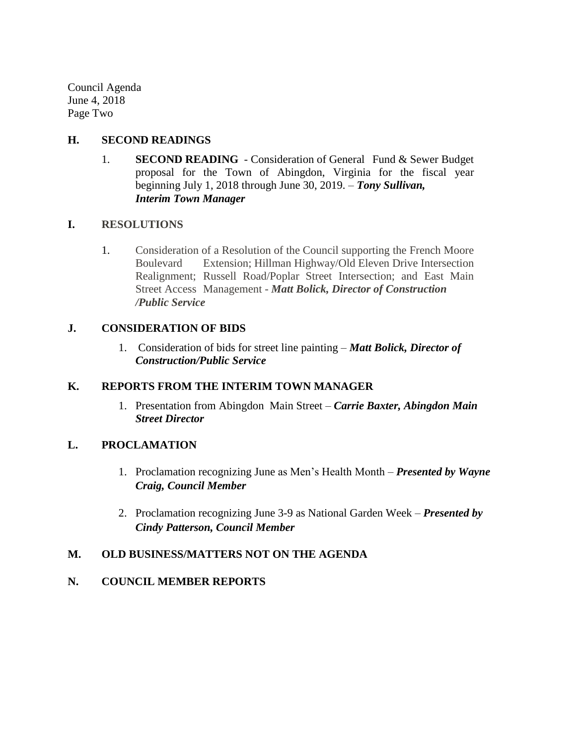Council Agenda
June 4, 2018
Page Two

## H. SECOND READINGS

1. **SECOND READING** - Consideration of General Fund & Sewer Budget proposal for the Town of Abingdon, Virginia for the fiscal year beginning July 1, 2018 through June 30, 2019. – ***Tony Sullivan, Interim Town Manager***

## I. RESOLUTIONS

1. Consideration of a Resolution of the Council supporting the French Moore Boulevard Extension; Hillman Highway/Old Eleven Drive Intersection Realignment; Russell Road/Poplar Street Intersection; and East Main Street Access Management - ***Matt Bolick, Director of Construction /Public Service***

## J. CONSIDERATION OF BIDS

1. Consideration of bids for street line painting – ***Matt Bolick, Director of Construction/Public Service***

## K. REPORTS FROM THE INTERIM TOWN MANAGER

1. Presentation from Abingdon Main Street – ***Carrie Baxter, Abingdon Main Street Director***

## L. PROCLAMATION

1. Proclamation recognizing June as Men's Health Month – ***Presented by Wayne Craig, Council Member***

2. Proclamation recognizing June 3-9 as National Garden Week – ***Presented by Cindy Patterson, Council Member***

## M. OLD BUSINESS/MATTERS NOT ON THE AGENDA

## N. COUNCIL MEMBER REPORTS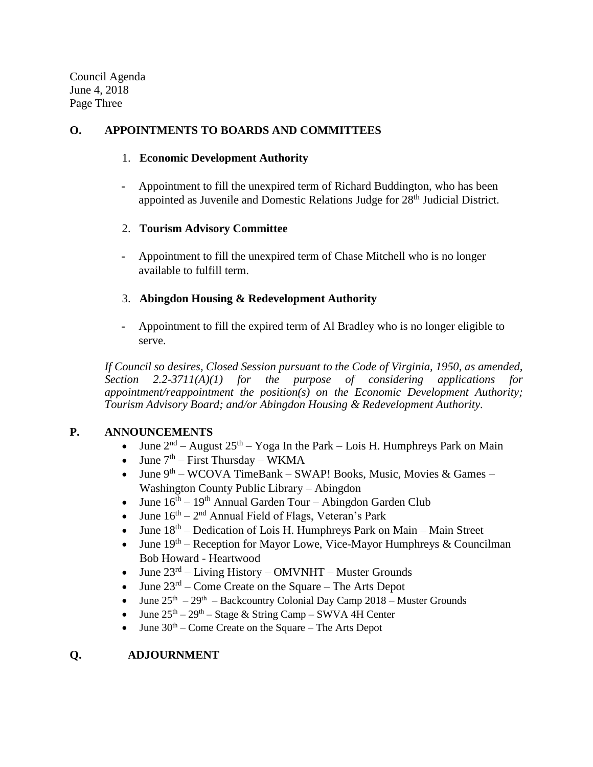Council Agenda
June 4, 2018
Page Three

## O. APPOINTMENTS TO BOARDS AND COMMITTEES

### 1. Economic Development Authority

- Appointment to fill the unexpired term of Richard Buddington, who has been appointed as Juvenile and Domestic Relations Judge for 28th Judicial District.

### 2. Tourism Advisory Committee

- Appointment to fill the unexpired term of Chase Mitchell who is no longer available to fulfill term.

### 3. Abingdon Housing & Redevelopment Authority

- Appointment to fill the expired term of Al Bradley who is no longer eligible to serve.

*If Council so desires, Closed Session pursuant to the Code of Virginia, 1950, as amended, Section 2.2-3711(A)(1) for the purpose of considering applications for appointment/reappointment the position(s) on the Economic Development Authority; Tourism Advisory Board; and/or Abingdon Housing & Redevelopment Authority.*

## P. ANNOUNCEMENTS

- June 2nd – August 25th – Yoga In the Park – Lois H. Humphreys Park on Main
- June 7th – First Thursday – WKMA
- June 9th – WCOVA TimeBank – SWAP! Books, Music, Movies & Games – Washington County Public Library – Abingdon
- June 16th – 19th Annual Garden Tour – Abingdon Garden Club
- June 16th – 2nd Annual Field of Flags, Veteran's Park
- June 18th – Dedication of Lois H. Humphreys Park on Main – Main Street
- June 19th – Reception for Mayor Lowe, Vice-Mayor Humphreys & Councilman Bob Howard - Heartwood
- June 23rd – Living History – OMVNHT – Muster Grounds
- June 23rd – Come Create on the Square – The Arts Depot
- June 25th – 29th – Backcountry Colonial Day Camp 2018 – Muster Grounds
- June 25th – 29th – Stage & String Camp – SWVA 4H Center
- June 30th – Come Create on the Square – The Arts Depot

## Q. ADJOURNMENT